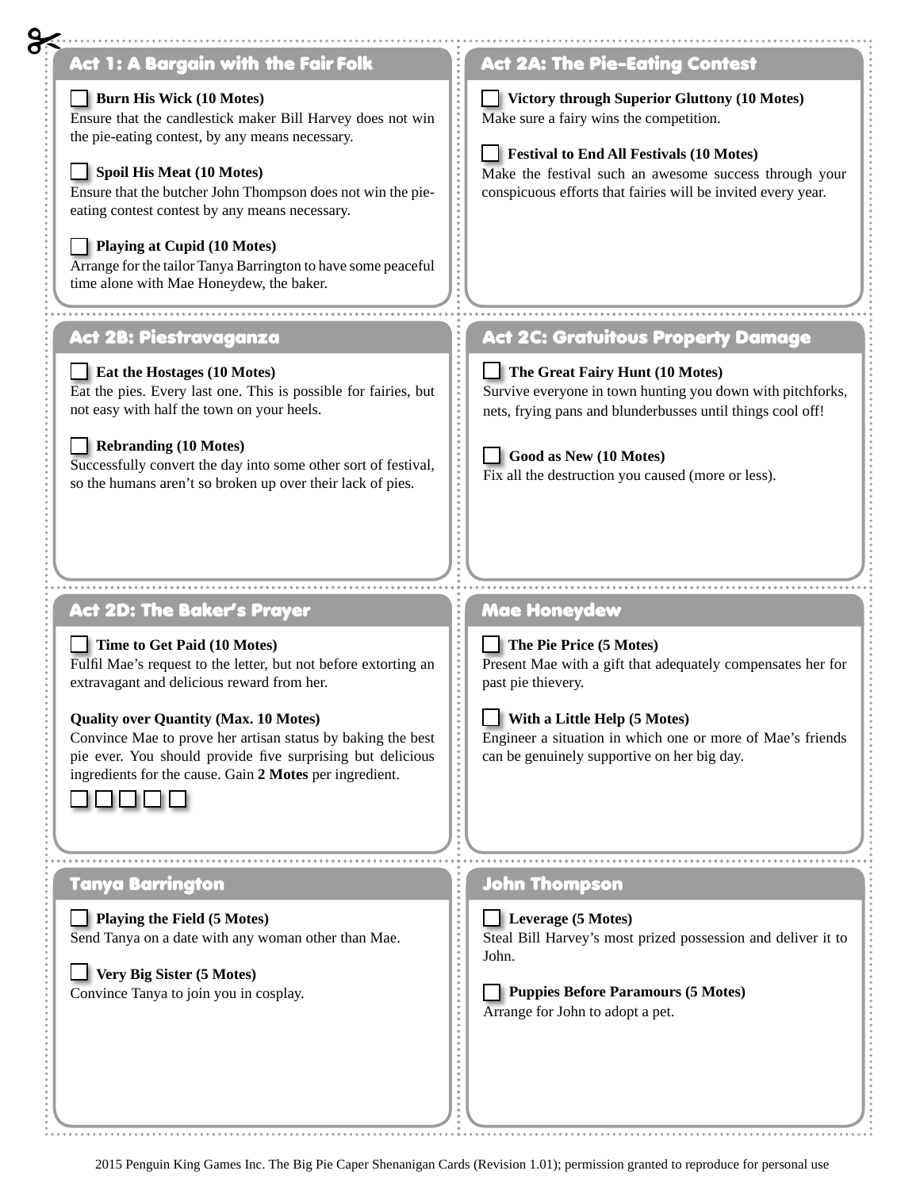## Act 1: A Bargain with the Fair Folk

☐ **Burn His Wick (10 Motes)**
Ensure that the candlestick maker Bill Harvey does not win the pie-eating contest, by any means necessary.

☐ **Spoil His Meat (10 Motes)**
Ensure that the butcher John Thompson does not win the pie-eating contest contest by any means necessary.

☐ **Playing at Cupid (10 Motes)**
Arrange for the tailor Tanya Barrington to have some peaceful time alone with Mae Honeydew, the baker.

## Act 2A: The Pie-Eating Contest

☐ **Victory through Superior Gluttony (10 Motes)**
Make sure a fairy wins the competition.

☐ **Festival to End All Festivals (10 Motes)**
Make the festival such an awesome success through your conspicuous efforts that fairies will be invited every year.

## Act 2B: Piestravaganza

☐ **Eat the Hostages (10 Motes)**
Eat the pies. Every last one. This is possible for fairies, but not easy with half the town on your heels.

☐ **Rebranding (10 Motes)**
Successfully convert the day into some other sort of festival, so the humans aren't so broken up over their lack of pies.

## Act 2C: Gratuitous Property Damage

☐ **The Great Fairy Hunt (10 Motes)**
Survive everyone in town hunting you down with pitchforks, nets, frying pans and blunderbusses until things cool off!

☐ **Good as New (10 Motes)**
Fix all the destruction you caused (more or less).

## Act 2D: The Baker's Prayer

☐ **Time to Get Paid (10 Motes)**
Fulfil Mae's request to the letter, but not before extorting an extravagant and delicious reward from her.

**Quality over Quantity (Max. 10 Motes)**
Convince Mae to prove her artisan status by baking the best pie ever. You should provide five surprising but delicious ingredients for the cause. Gain **2 Motes** per ingredient.

☐ ☐ ☐ ☐ ☐

## Mae Honeydew

☐ **The Pie Price (5 Motes)**
Present Mae with a gift that adequately compensates her for past pie thievery.

☐ **With a Little Help (5 Motes)**
Engineer a situation in which one or more of Mae's friends can be genuinely supportive on her big day.

## Tanya Barrington

☐ **Playing the Field (5 Motes)**
Send Tanya on a date with any woman other than Mae.

☐ **Very Big Sister (5 Motes)**
Convince Tanya to join you in cosplay.

## John Thompson

☐ **Leverage (5 Motes)**
Steal Bill Harvey's most prized possession and deliver it to John.

☐ **Puppies Before Paramours (5 Motes)**
Arrange for John to adopt a pet.

2015 Penguin King Games Inc. The Big Pie Caper Shenanigan Cards (Revision 1.01); permission granted to reproduce for personal use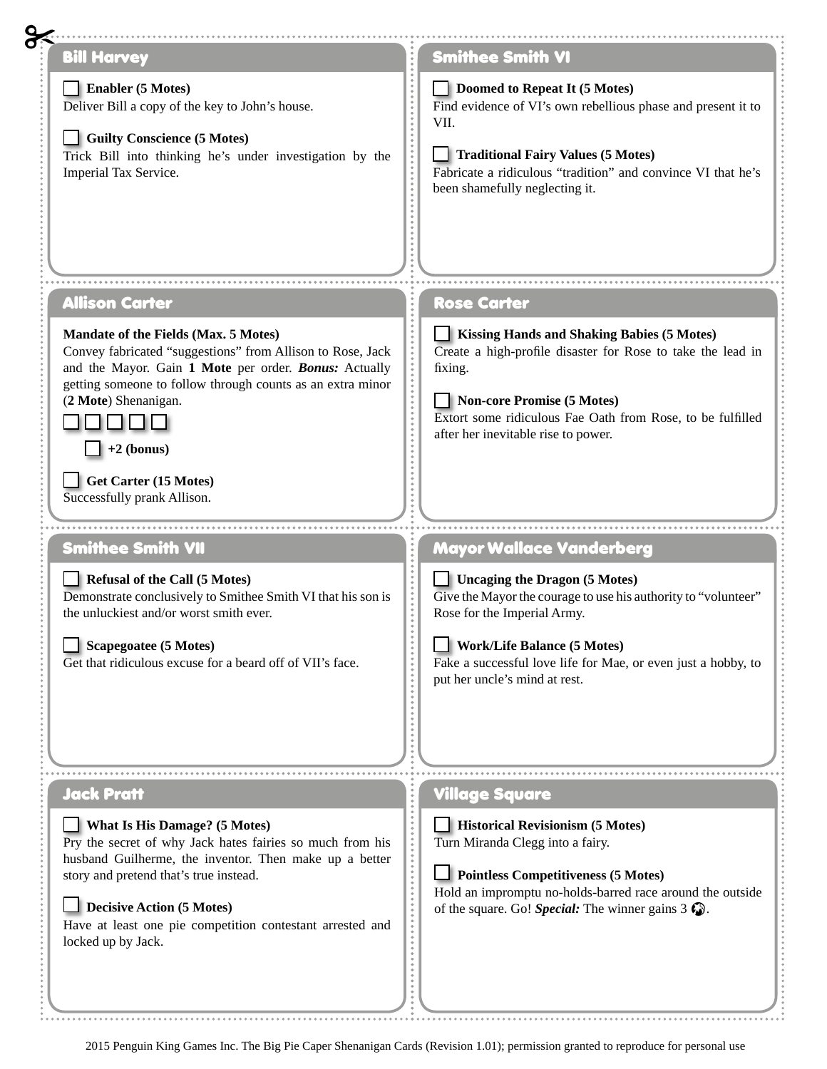## Bill Harvey

☐ **Enabler (5 Motes)**
Deliver Bill a copy of the key to John's house.

☐ **Guilty Conscience (5 Motes)**
Trick Bill into thinking he's under investigation by the Imperial Tax Service.

## Smithee Smith VI

☐ **Doomed to Repeat It (5 Motes)**
Find evidence of VI's own rebellious phase and present it to VII.

☐ **Traditional Fairy Values (5 Motes)**
Fabricate a ridiculous "tradition" and convince VI that he's been shamefully neglecting it.

## Allison Carter

**Mandate of the Fields (Max. 5 Motes)**
Convey fabricated "suggestions" from Allison to Rose, Jack and the Mayor. Gain **1 Mote** per order. ***Bonus:*** Actually getting someone to follow through counts as an extra minor (**2 Mote**) Shenanigan.

☐ ☐ ☐ ☐ ☐

☐ **+2 (bonus)**

☐ **Get Carter (15 Motes)**
Successfully prank Allison.

## Rose Carter

☐ **Kissing Hands and Shaking Babies (5 Motes)**
Create a high-profile disaster for Rose to take the lead in fixing.

☐ **Non-core Promise (5 Motes)**
Extort some ridiculous Fae Oath from Rose, to be fulfilled after her inevitable rise to power.

## Smithee Smith VII

☐ **Refusal of the Call (5 Motes)**
Demonstrate conclusively to Smithee Smith VI that his son is the unluckiest and/or worst smith ever.

☐ **Scapegoatee (5 Motes)**
Get that ridiculous excuse for a beard off of VII's face.

## Mayor Wallace Vanderberg

☐ **Uncaging the Dragon (5 Motes)**
Give the Mayor the courage to use his authority to "volunteer" Rose for the Imperial Army.

☐ **Work/Life Balance (5 Motes)**
Fake a successful love life for Mae, or even just a hobby, to put her uncle's mind at rest.

## Jack Pratt

☐ **What Is His Damage? (5 Motes)**
Pry the secret of why Jack hates fairies so much from his husband Guilherme, the inventor. Then make up a better story and pretend that's true instead.

☐ **Decisive Action (5 Motes)**
Have at least one pie competition contestant arrested and locked up by Jack.

## Village Square

☐ **Historical Revisionism (5 Motes)**
Turn Miranda Clegg into a fairy.

☐ **Pointless Competitiveness (5 Motes)**
Hold an impromptu no-holds-barred race around the outside of the square. Go! ***Special:*** The winner gains 3 ◉.

2015 Penguin King Games Inc. The Big Pie Caper Shenanigan Cards (Revision 1.01); permission granted to reproduce for personal use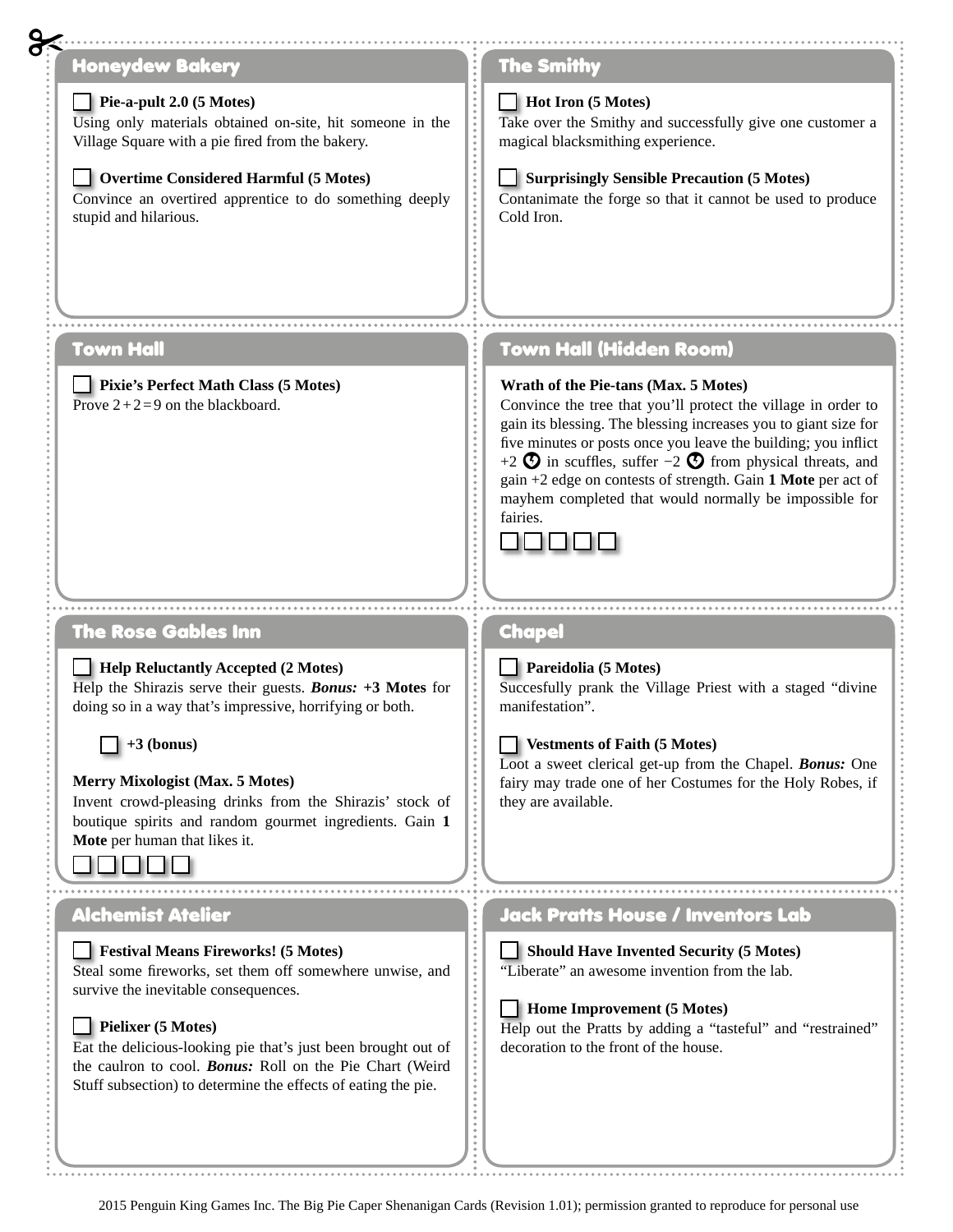## Honeydew Bakery

☐ **Pie-a-pult 2.0 (5 Motes)**
Using only materials obtained on-site, hit someone in the Village Square with a pie fired from the bakery.

☐ **Overtime Considered Harmful (5 Motes)**
Convince an overtired apprentice to do something deeply stupid and hilarious.

## The Smithy

☐ **Hot Iron (5 Motes)**
Take over the Smithy and successfully give one customer a magical blacksmithing experience.

☐ **Surprisingly Sensible Precaution (5 Motes)**
Contanimate the forge so that it cannot be used to produce Cold Iron.

## Town Hall

☐ **Pixie's Perfect Math Class (5 Motes)**
Prove $2+2=9$ on the blackboard.

## Town Hall (Hidden Room)

**Wrath of the Pie-tans (Max. 5 Motes)**
Convince the tree that you'll protect the village in order to gain its blessing. The blessing increases you to giant size for five minutes or posts once you leave the building; you inflict +2 ⚡ in scuffles, suffer −2 ⚡ from physical threats, and gain +2 edge on contests of strength. Gain **1 Mote** per act of mayhem completed that would normally be impossible for fairies.

☐ ☐ ☐ ☐ ☐

## The Rose Gables Inn

☐ **Help Reluctantly Accepted (2 Motes)**
Help the Shirazis serve their guests. ***Bonus:*** **+3 Motes** for doing so in a way that's impressive, horrifying or both.

☐ **+3 (bonus)**

**Merry Mixologist (Max. 5 Motes)**
Invent crowd-pleasing drinks from the Shirazis' stock of boutique spirits and random gourmet ingredients. Gain **1 Mote** per human that likes it.

☐ ☐ ☐ ☐ ☐

## Chapel

☐ **Pareidolia (5 Motes)**
Succesfully prank the Village Priest with a staged "divine manifestation".

☐ **Vestments of Faith (5 Motes)**
Loot a sweet clerical get-up from the Chapel. ***Bonus:*** One fairy may trade one of her Costumes for the Holy Robes, if they are available.

## Alchemist Atelier

☐ **Festival Means Fireworks! (5 Motes)**
Steal some fireworks, set them off somewhere unwise, and survive the inevitable consequences.

☐ **Pielixer (5 Motes)**
Eat the delicious-looking pie that's just been brought out of the caulron to cool. ***Bonus:*** Roll on the Pie Chart (Weird Stuff subsection) to determine the effects of eating the pie.

## Jack Pratts House / Inventors Lab

☐ **Should Have Invented Security (5 Motes)**
"Liberate" an awesome invention from the lab.

☐ **Home Improvement (5 Motes)**
Help out the Pratts by adding a "tasteful" and "restrained" decoration to the front of the house.

2015 Penguin King Games Inc. The Big Pie Caper Shenanigan Cards (Revision 1.01); permission granted to reproduce for personal use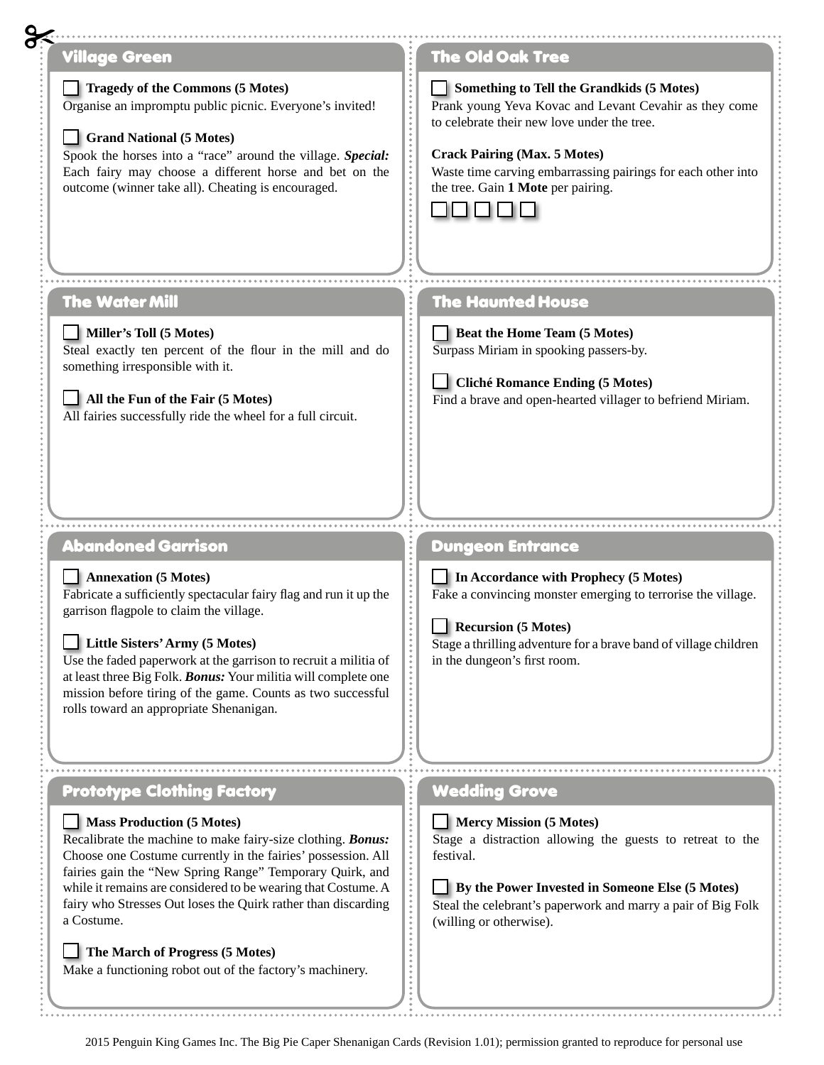## Village Green

☐ **Tragedy of the Commons (5 Motes)**
Organise an impromptu public picnic. Everyone's invited!

☐ **Grand National (5 Motes)**
Spook the horses into a "race" around the village. ***Special:*** Each fairy may choose a different horse and bet on the outcome (winner take all). Cheating is encouraged.

## The Old Oak Tree

☐ **Something to Tell the Grandkids (5 Motes)**
Prank young Yeva Kovac and Levant Cevahir as they come to celebrate their new love under the tree.

**Crack Pairing (Max. 5 Motes)**
Waste time carving embarrassing pairings for each other into the tree. Gain **1 Mote** per pairing.

☐ ☐ ☐ ☐ ☐

## The Water Mill

☐ **Miller's Toll (5 Motes)**
Steal exactly ten percent of the flour in the mill and do something irresponsible with it.

☐ **All the Fun of the Fair (5 Motes)**
All fairies successfully ride the wheel for a full circuit.

## The Haunted House

☐ **Beat the Home Team (5 Motes)**
Surpass Miriam in spooking passers-by.

☐ **Cliché Romance Ending (5 Motes)**
Find a brave and open-hearted villager to befriend Miriam.

## Abandoned Garrison

☐ **Annexation (5 Motes)**
Fabricate a sufficiently spectacular fairy flag and run it up the garrison flagpole to claim the village.

☐ **Little Sisters' Army (5 Motes)**
Use the faded paperwork at the garrison to recruit a militia of at least three Big Folk. ***Bonus:*** Your militia will complete one mission before tiring of the game. Counts as two successful rolls toward an appropriate Shenanigan.

## Dungeon Entrance

☐ **In Accordance with Prophecy (5 Motes)**
Fake a convincing monster emerging to terrorise the village.

☐ **Recursion (5 Motes)**
Stage a thrilling adventure for a brave band of village children in the dungeon's first room.

## Prototype Clothing Factory

☐ **Mass Production (5 Motes)**
Recalibrate the machine to make fairy-size clothing. ***Bonus:*** Choose one Costume currently in the fairies' possession. All fairies gain the "New Spring Range" Temporary Quirk, and while it remains are considered to be wearing that Costume. A fairy who Stresses Out loses the Quirk rather than discarding a Costume.

☐ **The March of Progress (5 Motes)**
Make a functioning robot out of the factory's machinery.

## Wedding Grove

☐ **Mercy Mission (5 Motes)**
Stage a distraction allowing the guests to retreat to the festival.

☐ **By the Power Invested in Someone Else (5 Motes)**
Steal the celebrant's paperwork and marry a pair of Big Folk (willing or otherwise).

2015 Penguin King Games Inc. The Big Pie Caper Shenanigan Cards (Revision 1.01); permission granted to reproduce for personal use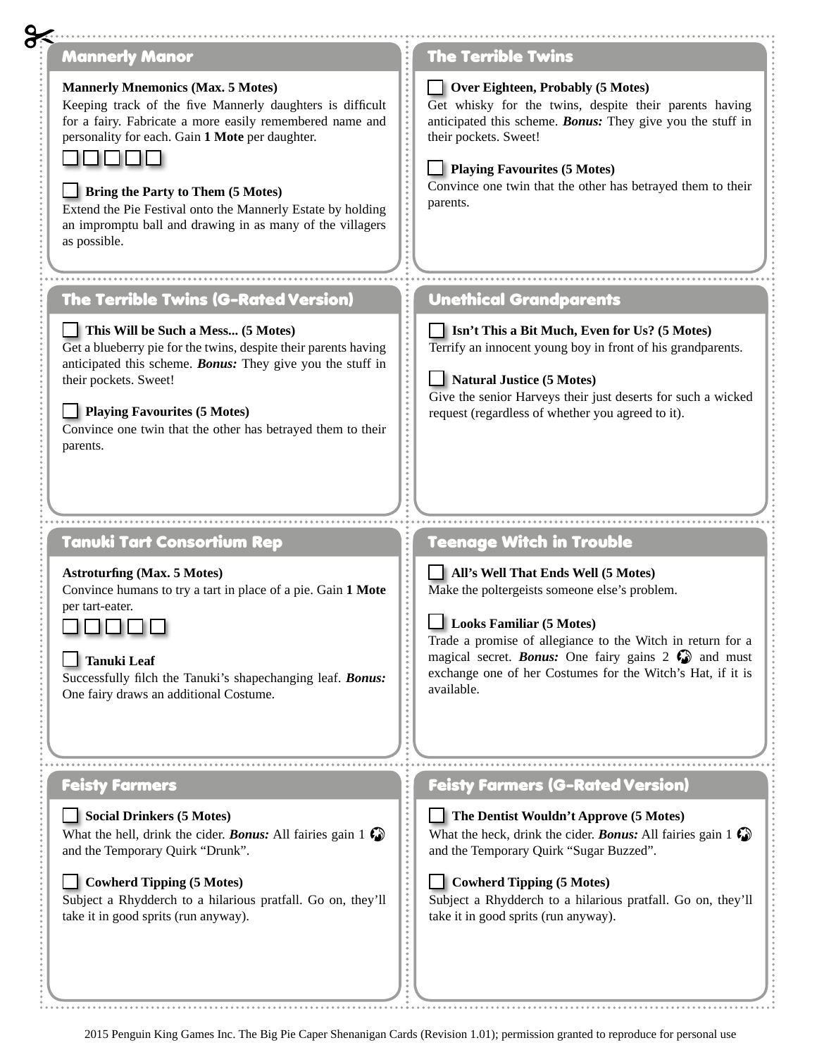## Mannerly Manor

**Mannerly Mnemonics (Max. 5 Motes)**
Keeping track of the five Mannerly daughters is difficult for a fairy. Fabricate a more easily remembered name and personality for each. Gain **1 Mote** per daughter.

☐ ☐ ☐ ☐ ☐

☐ **Bring the Party to Them (5 Motes)**
Extend the Pie Festival onto the Mannerly Estate by holding an impromptu ball and drawing in as many of the villagers as possible.

## The Terrible Twins

☐ **Over Eighteen, Probably (5 Motes)**
Get whisky for the twins, despite their parents having anticipated this scheme. ***Bonus:*** They give you the stuff in their pockets. Sweet!

☐ **Playing Favourites (5 Motes)**
Convince one twin that the other has betrayed them to their parents.

## The Terrible Twins (G-Rated Version)

☐ **This Will be Such a Mess... (5 Motes)**
Get a blueberry pie for the twins, despite their parents having anticipated this scheme. ***Bonus:*** They give you the stuff in their pockets. Sweet!

☐ **Playing Favourites (5 Motes)**
Convince one twin that the other has betrayed them to their parents.

## Unethical Grandparents

☐ **Isn't This a Bit Much, Even for Us? (5 Motes)**
Terrify an innocent young boy in front of his grandparents.

☐ **Natural Justice (5 Motes)**
Give the senior Harveys their just deserts for such a wicked request (regardless of whether you agreed to it).

## Tanuki Tart Consortium Rep

**Astroturfing (Max. 5 Motes)**
Convince humans to try a tart in place of a pie. Gain **1 Mote** per tart-eater.

☐ ☐ ☐ ☐ ☐

☐ **Tanuki Leaf**
Successfully filch the Tanuki's shapechanging leaf. ***Bonus:*** One fairy draws an additional Costume.

## Teenage Witch in Trouble

☐ **All's Well That Ends Well (5 Motes)**
Make the poltergeists someone else's problem.

☐ **Looks Familiar (5 Motes)**
Trade a promise of allegiance to the Witch in return for a magical secret. ***Bonus:*** One fairy gains 2 and must exchange one of her Costumes for the Witch's Hat, if it is available.

## Feisty Farmers

☐ **Social Drinkers (5 Motes)**
What the hell, drink the cider. ***Bonus:*** All fairies gain 1 and the Temporary Quirk "Drunk".

☐ **Cowherd Tipping (5 Motes)**
Subject a Rhydderch to a hilarious pratfall. Go on, they'll take it in good sprits (run anyway).

## Feisty Farmers (G-Rated Version)

☐ **The Dentist Wouldn't Approve (5 Motes)**
What the heck, drink the cider. ***Bonus:*** All fairies gain 1 and the Temporary Quirk "Sugar Buzzed".

☐ **Cowherd Tipping (5 Motes)**
Subject a Rhydderch to a hilarious pratfall. Go on, they'll take it in good sprits (run anyway).

2015 Penguin King Games Inc. The Big Pie Caper Shenanigan Cards (Revision 1.01); permission granted to reproduce for personal use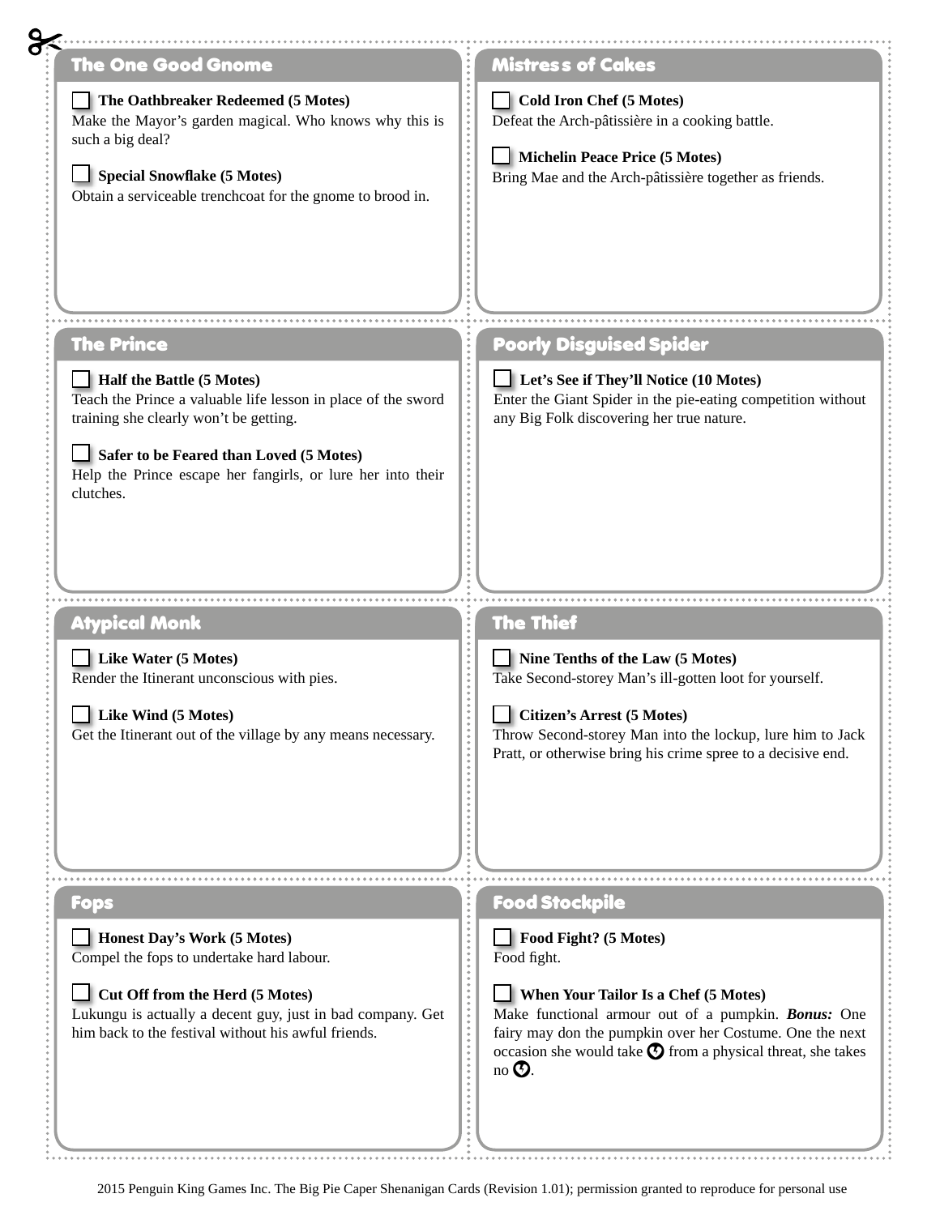## The One Good Gnome

☐ **The Oathbreaker Redeemed (5 Motes)**
Make the Mayor's garden magical. Who knows why this is such a big deal?

☐ **Special Snowflake (5 Motes)**
Obtain a serviceable trenchcoat for the gnome to brood in.

## Mistress of Cakes

☐ **Cold Iron Chef (5 Motes)**
Defeat the Arch-pâtissière in a cooking battle.

☐ **Michelin Peace Price (5 Motes)**
Bring Mae and the Arch-pâtissière together as friends.

## The Prince

☐ **Half the Battle (5 Motes)**
Teach the Prince a valuable life lesson in place of the sword training she clearly won't be getting.

☐ **Safer to be Feared than Loved (5 Motes)**
Help the Prince escape her fangirls, or lure her into their clutches.

## Poorly Disguised Spider

☐ **Let's See if They'll Notice (10 Motes)**
Enter the Giant Spider in the pie-eating competition without any Big Folk discovering her true nature.

## Atypical Monk

☐ **Like Water (5 Motes)**
Render the Itinerant unconscious with pies.

☐ **Like Wind (5 Motes)**
Get the Itinerant out of the village by any means necessary.

## The Thief

☐ **Nine Tenths of the Law (5 Motes)**
Take Second-storey Man's ill-gotten loot for yourself.

☐ **Citizen's Arrest (5 Motes)**
Throw Second-storey Man into the lockup, lure him to Jack Pratt, or otherwise bring his crime spree to a decisive end.

## Fops

☐ **Honest Day's Work (5 Motes)**
Compel the fops to undertake hard labour.

☐ **Cut Off from the Herd (5 Motes)**
Lukungu is actually a decent guy, just in bad company. Get him back to the festival without his awful friends.

## Food Stockpile

☐ **Food Fight? (5 Motes)**
Food fight.

☐ **When Your Tailor Is a Chef (5 Motes)**
Make functional armour out of a pumpkin. ***Bonus:*** One fairy may don the pumpkin over her Costume. One the next occasion she would take ⚡ from a physical threat, she takes no ⚡.

2015 Penguin King Games Inc. The Big Pie Caper Shenanigan Cards (Revision 1.01); permission granted to reproduce for personal use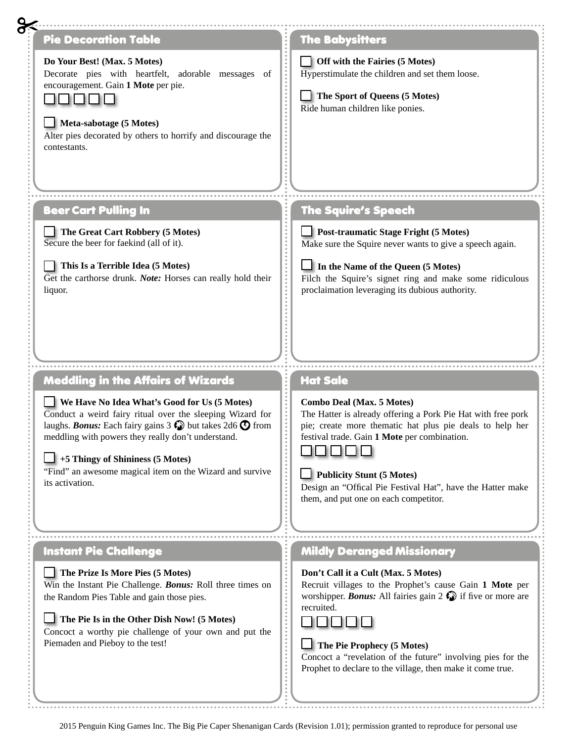## Pie Decoration Table

**Do Your Best! (Max. 5 Motes)**
Decorate pies with heartfelt, adorable messages of encouragement. Gain **1 Mote** per pie.

☐ ☐ ☐ ☐ ☐

☐ **Meta-sabotage (5 Motes)**
Alter pies decorated by others to horrify and discourage the contestants.

## The Babysitters

☐ **Off with the Fairies (5 Motes)**
Hyperstimulate the children and set them loose.

☐ **The Sport of Queens (5 Motes)**
Ride human children like ponies.

## Beer Cart Pulling In

☐ **The Great Cart Robbery (5 Motes)**
Secure the beer for faekind (all of it).

☐ **This Is a Terrible Idea (5 Motes)**
Get the carthorse drunk. ***Note:*** Horses can really hold their liquor.

## The Squire's Speech

☐ **Post-traumatic Stage Fright (5 Motes)**
Make sure the Squire never wants to give a speech again.

☐ **In the Name of the Queen (5 Motes)**
Filch the Squire's signet ring and make some ridiculous proclaimation leveraging its dubious authority.

## Meddling in the Affairs of Wizards

☐ **We Have No Idea What's Good for Us (5 Motes)**
Conduct a weird fairy ritual over the sleeping Wizard for laughs. ***Bonus:*** Each fairy gains 3 ✪ but takes 2d6 ✪ from meddling with powers they really don't understand.

☐ **+5 Thingy of Shininess (5 Motes)**
"Find" an awesome magical item on the Wizard and survive its activation.

## Hat Sale

**Combo Deal (Max. 5 Motes)**
The Hatter is already offering a Pork Pie Hat with free pork pie; create more thematic hat plus pie deals to help her festival trade. Gain **1 Mote** per combination.

☐ ☐ ☐ ☐ ☐

☐ **Publicity Stunt (5 Motes)**
Design an "Offical Pie Festival Hat", have the Hatter make them, and put one on each competitor.

## Instant Pie Challenge

☐ **The Prize Is More Pies (5 Motes)**
Win the Instant Pie Challenge. ***Bonus:*** Roll three times on the Random Pies Table and gain those pies.

☐ **The Pie Is in the Other Dish Now! (5 Motes)**
Concoct a worthy pie challenge of your own and put the Piemaden and Pieboy to the test!

## Mildly Deranged Missionary

**Don't Call it a Cult (Max. 5 Motes)**
Recruit villages to the Prophet's cause Gain **1 Mote** per worshipper. ***Bonus:*** All fairies gain 2 ✪ if five or more are recruited.

☐ ☐ ☐ ☐ ☐

☐ **The Pie Prophecy (5 Motes)**
Concoct a "revelation of the future" involving pies for the Prophet to declare to the village, then make it come true.

2015 Penguin King Games Inc. The Big Pie Caper Shenanigan Cards (Revision 1.01); permission granted to reproduce for personal use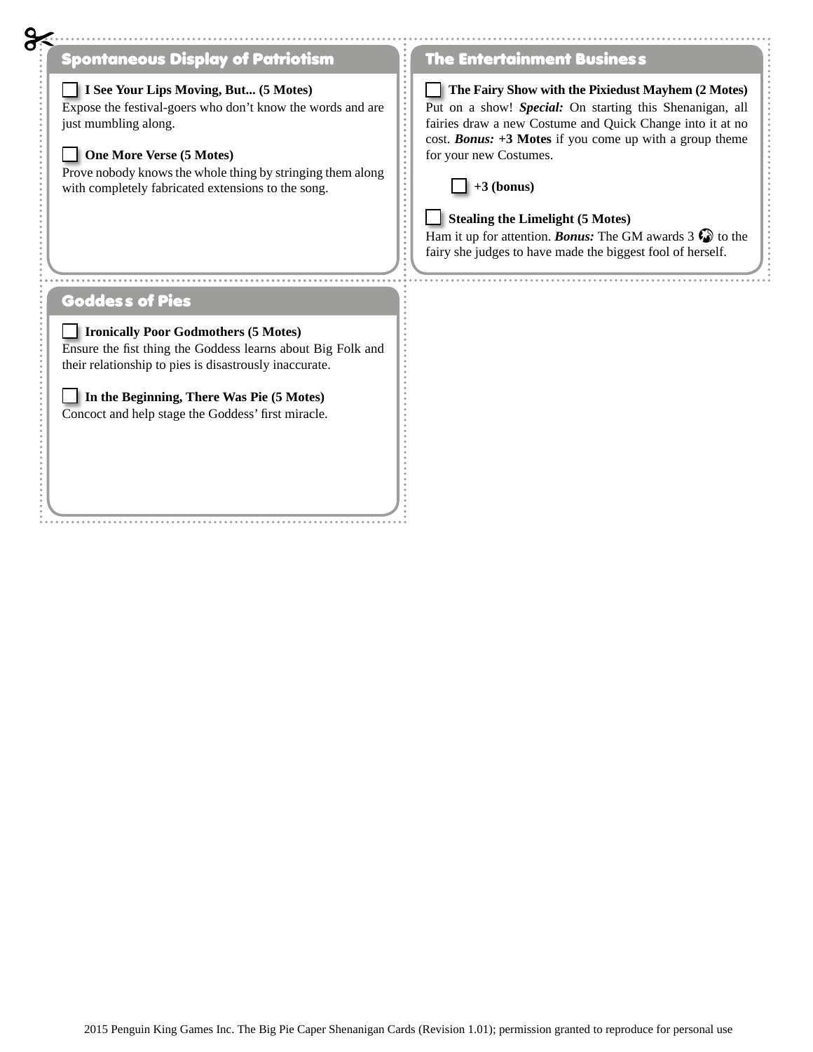## Spontaneous Display of Patriotism

☐ **I See Your Lips Moving, But... (5 Motes)**
Expose the festival-goers who don't know the words and are just mumbling along.

☐ **One More Verse (5 Motes)**
Prove nobody knows the whole thing by stringing them along with completely fabricated extensions to the song.

## The Entertainment Business

☐ **The Fairy Show with the Pixiedust Mayhem (2 Motes)**
Put on a show! ***Special:*** On starting this Shenanigan, all fairies draw a new Costume and Quick Change into it at no cost. ***Bonus:*** **+3 Motes** if you come up with a group theme for your new Costumes.

☐ **+3 (bonus)**

☐ **Stealing the Limelight (5 Motes)**
Ham it up for attention. ***Bonus:*** The GM awards 3 🌎 to the fairy she judges to have made the biggest fool of herself.

## Goddess of Pies

☐ **Ironically Poor Godmothers (5 Motes)**
Ensure the fist thing the Goddess learns about Big Folk and their relationship to pies is disastrously inaccurate.

☐ **In the Beginning, There Was Pie (5 Motes)**
Concoct and help stage the Goddess' first miracle.

2015 Penguin King Games Inc. The Big Pie Caper Shenanigan Cards (Revision 1.01); permission granted to reproduce for personal use